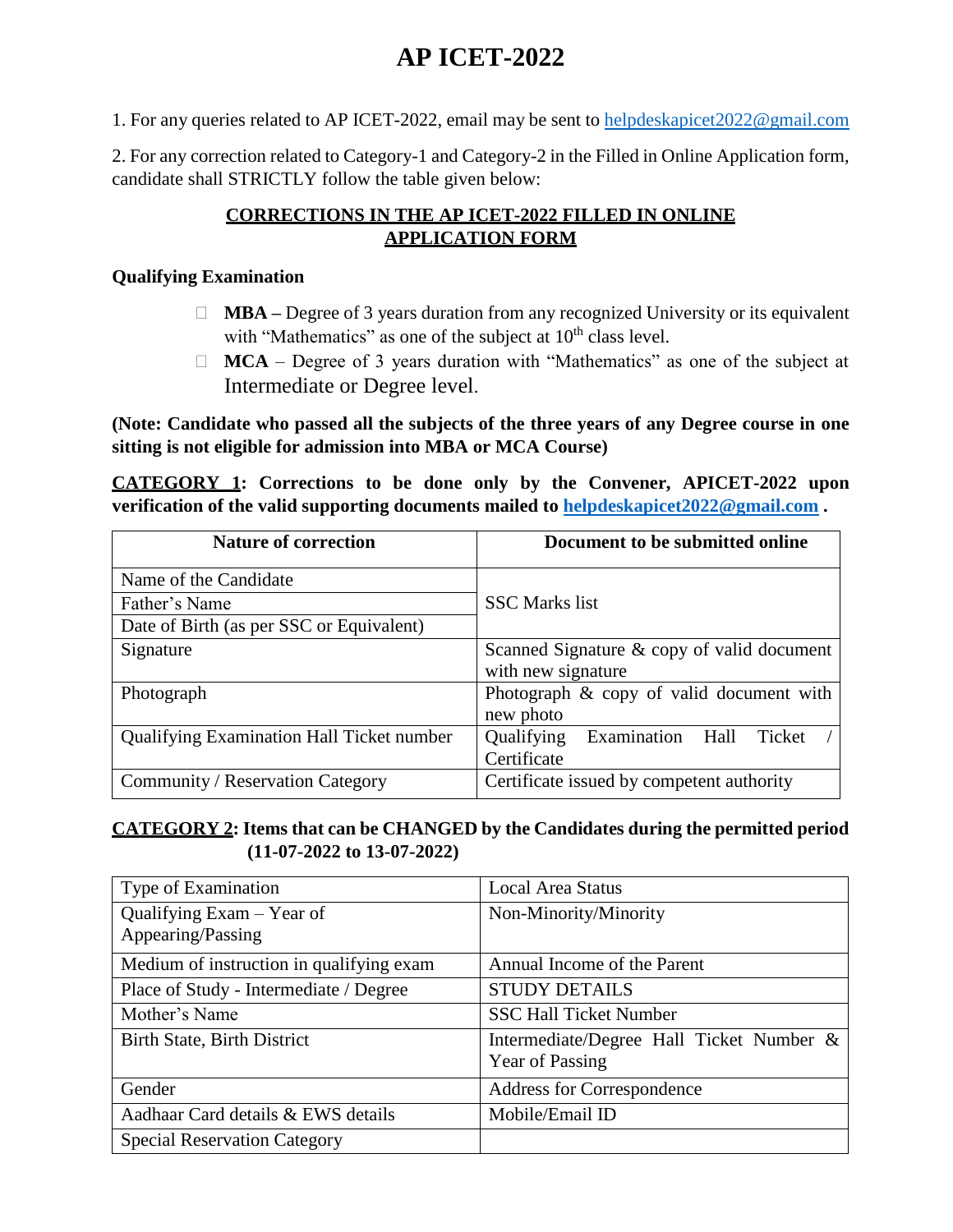# AP ICET-2022

1. For any queries related to AP ICET-2022, email may be sent to helpdeskapicet2022@gmail.com

2. For any correction related to Category-1 and Category-2 in the Filled in Online Application form, candidate shall STRICTLY follow the table given below:

## CORRECTIONS IN THE AP ICET-2022 FILLED IN ONLINE APPLICATION FORM

**Qualifying Examination**

- **MBA –** Degree of 3 years duration from any recognized University or its equivalent with "Mathematics" as one of the subject at 10th class level.
- **MCA** – Degree of 3 years duration with "Mathematics" as one of the subject at Intermediate or Degree level.

**(Note: Candidate who passed all the subjects of the three years of any Degree course in one sitting is not eligible for admission into MBA or MCA Course)**

**CATEGORY 1: Corrections to be done only by the Convener, APICET-2022 upon verification of the valid supporting documents mailed to helpdeskapicet2022@gmail.com .**

| Nature of correction | Document to be submitted online |
|---|---|
| Name of the Candidate | SSC Marks list |
| Father's Name | |
| Date of Birth (as per SSC or Equivalent) | |
| Signature | Scanned Signature & copy of valid document with new signature |
| Photograph | Photograph & copy of valid document with new photo |
| Qualifying Examination Hall Ticket number | Qualifying Examination Hall Ticket / Certificate |
| Community / Reservation Category | Certificate issued by competent authority |

**CATEGORY 2: Items that can be CHANGED by the Candidates during the permitted period (11-07-2022 to 13-07-2022)**

| | |
|---|---|
| Type of Examination | Local Area Status |
| Qualifying Exam – Year of Appearing/Passing | Non-Minority/Minority |
| Medium of instruction in qualifying exam | Annual Income of the Parent |
| Place of Study - Intermediate / Degree | STUDY DETAILS |
| Mother's Name | SSC Hall Ticket Number |
| Birth State, Birth District | Intermediate/Degree Hall Ticket Number & Year of Passing |
| Gender | Address for Correspondence |
| Aadhaar Card details & EWS details | Mobile/Email ID |
| Special Reservation Category | |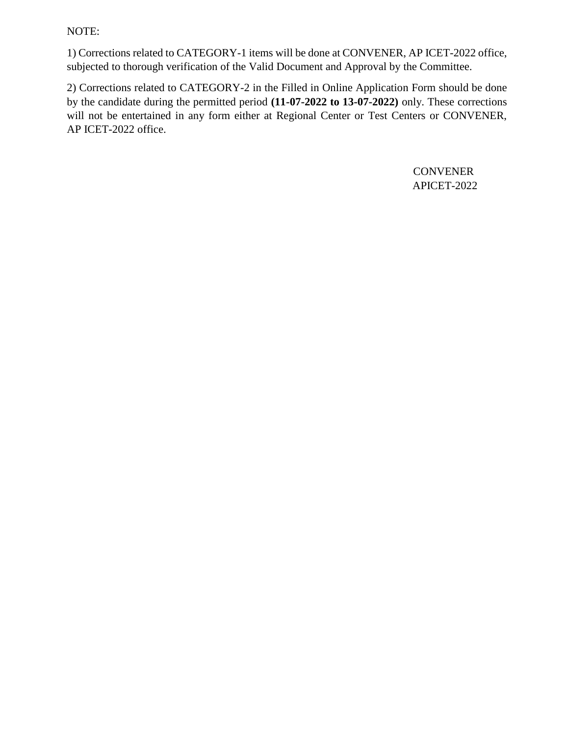NOTE:

1) Corrections related to CATEGORY-1 items will be done at CONVENER, AP ICET-2022 office, subjected to thorough verification of the Valid Document and Approval by the Committee.

2) Corrections related to CATEGORY-2 in the Filled in Online Application Form should be done by the candidate during the permitted period **(11-07-2022 to 13-07-2022)** only. These corrections will not be entertained in any form either at Regional Center or Test Centers or CONVENER, AP ICET-2022 office.

CONVENER
APICET-2022